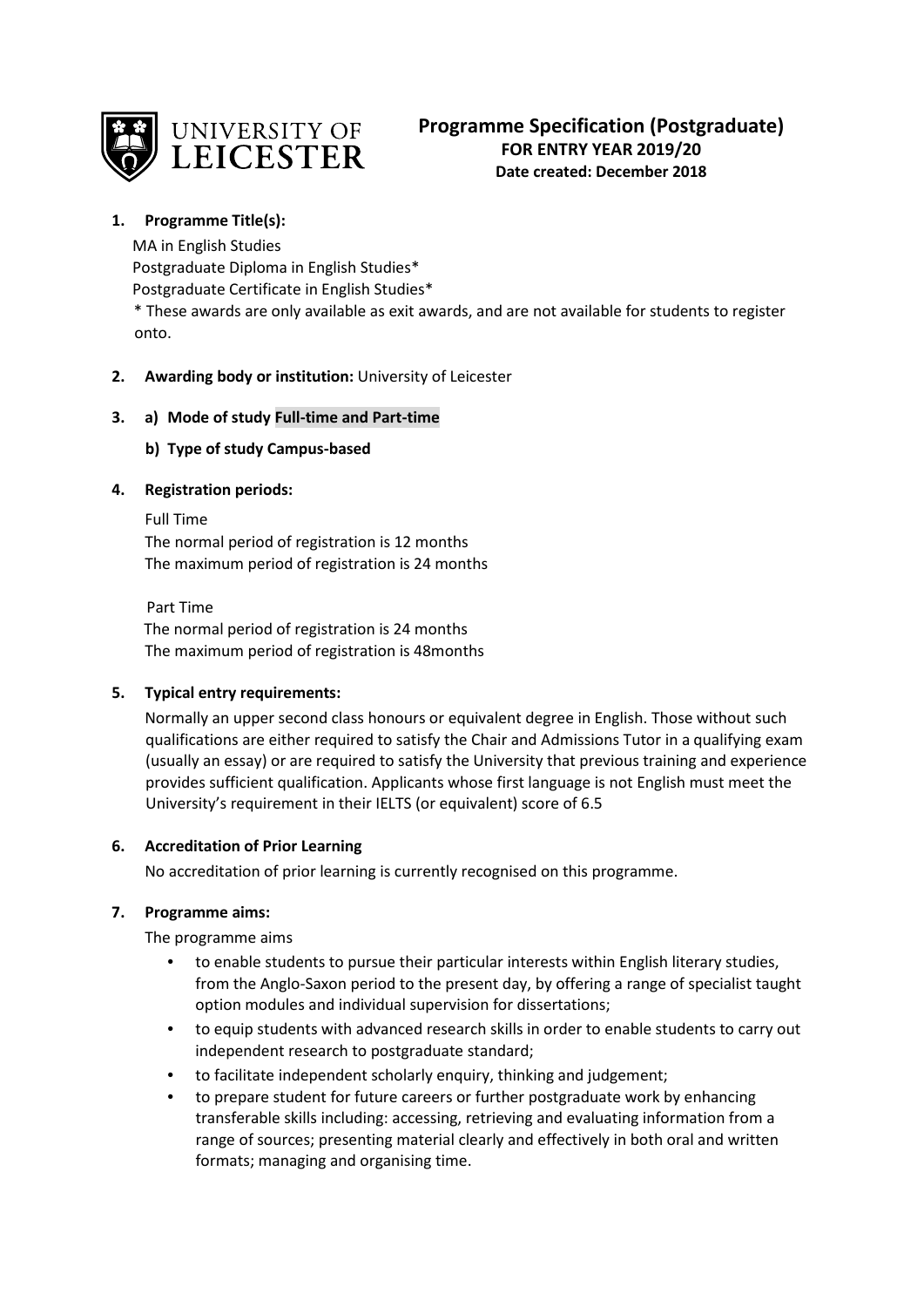UNIVERSITY OF LEICESTER

# Programme Specification (Postgraduate)

**FOR ENTRY YEAR 2019/20**

**Date created: December 2018**

1. **Programme Title(s):**

   MA in English Studies
   Postgraduate Diploma in English Studies*
   Postgraduate Certificate in English Studies*
   * These awards are only available as exit awards, and are not available for students to register onto.

2. **Awarding body or institution:** University of Leicester

3. **a) Mode of study Full-time and Part-time**

   **b) Type of study Campus-based**

4. **Registration periods:**

   Full Time
   The normal period of registration is 12 months
   The maximum period of registration is 24 months

   Part Time
   The normal period of registration is 24 months
   The maximum period of registration is 48months

5. **Typical entry requirements:**

   Normally an upper second class honours or equivalent degree in English. Those without such qualifications are either required to satisfy the Chair and Admissions Tutor in a qualifying exam (usually an essay) or are required to satisfy the University that previous training and experience provides sufficient qualification. Applicants whose first language is not English must meet the University's requirement in their IELTS (or equivalent) score of 6.5

6. **Accreditation of Prior Learning**

   No accreditation of prior learning is currently recognised on this programme.

7. **Programme aims:**

   The programme aims

   - to enable students to pursue their particular interests within English literary studies, from the Anglo-Saxon period to the present day, by offering a range of specialist taught option modules and individual supervision for dissertations;
   - to equip students with advanced research skills in order to enable students to carry out independent research to postgraduate standard;
   - to facilitate independent scholarly enquiry, thinking and judgement;
   - to prepare student for future careers or further postgraduate work by enhancing transferable skills including: accessing, retrieving and evaluating information from a range of sources; presenting material clearly and effectively in both oral and written formats; managing and organising time.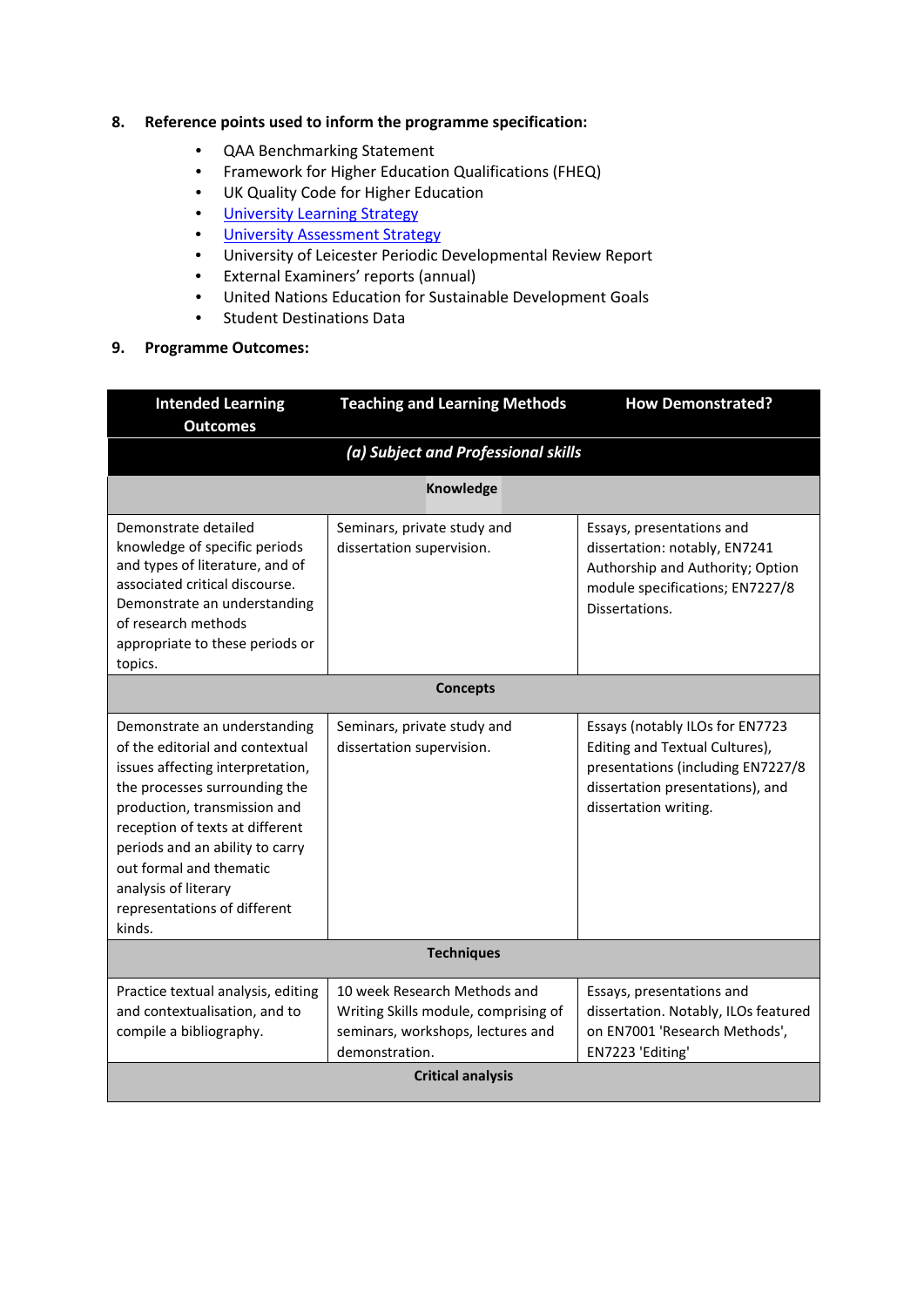## 8. Reference points used to inform the programme specification:

- QAA Benchmarking Statement
- Framework for Higher Education Qualifications (FHEQ)
- UK Quality Code for Higher Education
- University Learning Strategy
- University Assessment Strategy
- University of Leicester Periodic Developmental Review Report
- External Examiners' reports (annual)
- United Nations Education for Sustainable Development Goals
- Student Destinations Data

## 9. Programme Outcomes:

| Intended Learning Outcomes | Teaching and Learning Methods | How Demonstrated? |
|---|---|---|
| ***(a) Subject and Professional skills*** | | |
| **Knowledge** | | |
| Demonstrate detailed knowledge of specific periods and types of literature, and of associated critical discourse. Demonstrate an understanding of research methods appropriate to these periods or topics. | Seminars, private study and dissertation supervision. | Essays, presentations and dissertation: notably, EN7241 Authorship and Authority; Option module specifications; EN7227/8 Dissertations. |
| **Concepts** | | |
| Demonstrate an understanding of the editorial and contextual issues affecting interpretation, the processes surrounding the production, transmission and reception of texts at different periods and an ability to carry out formal and thematic analysis of literary representations of different kinds. | Seminars, private study and dissertation supervision. | Essays (notably ILOs for EN7723 Editing and Textual Cultures), presentations (including EN7227/8 dissertation presentations), and dissertation writing. |
| **Techniques** | | |
| Practice textual analysis, editing and contextualisation, and to compile a bibliography. | 10 week Research Methods and Writing Skills module, comprising of seminars, workshops, lectures and demonstration. | Essays, presentations and dissertation. Notably, ILOs featured on EN7001 'Research Methods', EN7223 'Editing' |
| **Critical analysis** | | |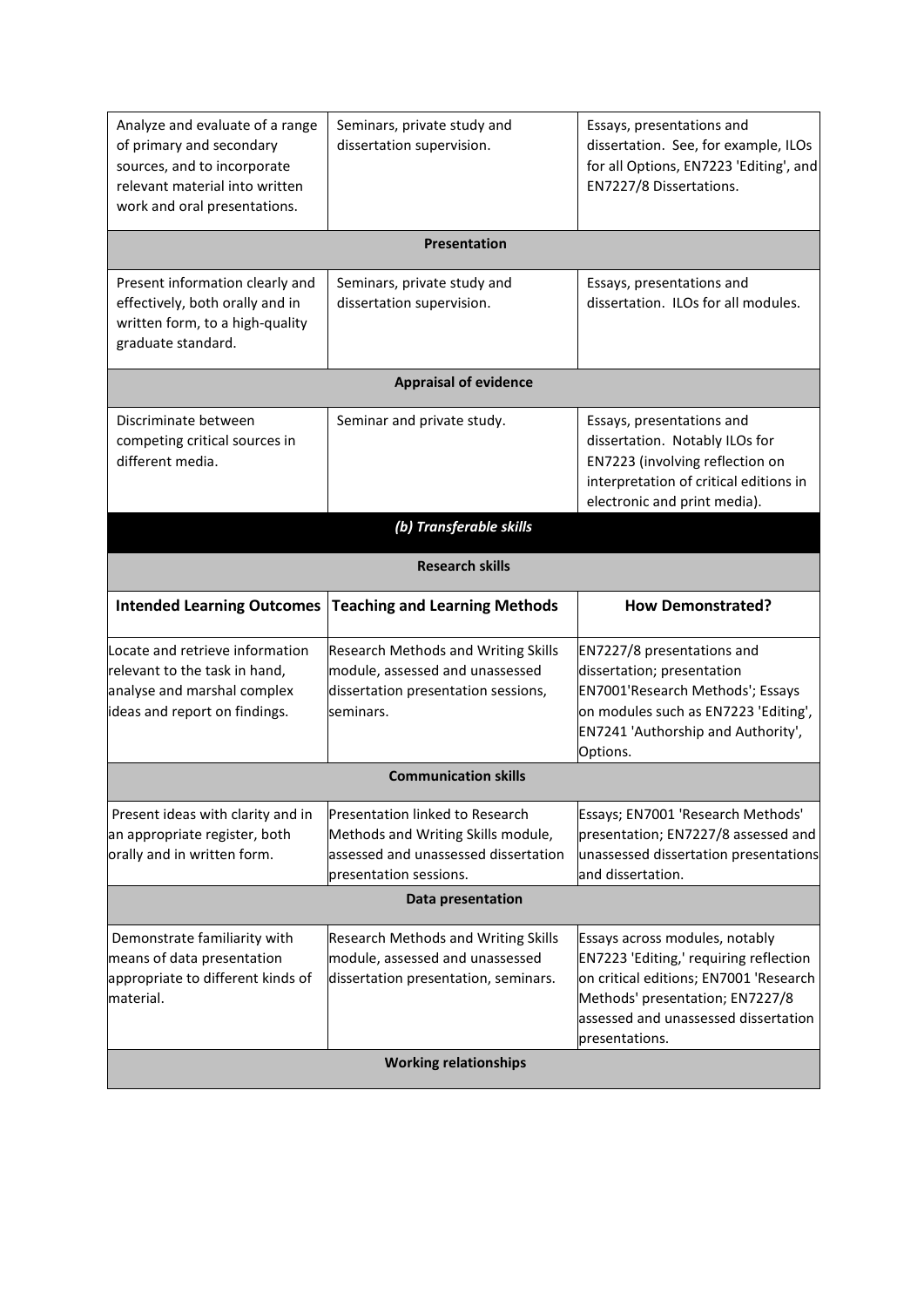| | | |
|---|---|---|
| Analyze and evaluate of a range of primary and secondary sources, and to incorporate relevant material into written work and oral presentations. | Seminars, private study and dissertation supervision. | Essays, presentations and dissertation. See, for example, ILOs for all Options, EN7223 'Editing', and EN7227/8 Dissertations. |
| **Presentation** | | |
| Present information clearly and effectively, both orally and in written form, to a high-quality graduate standard. | Seminars, private study and dissertation supervision. | Essays, presentations and dissertation. ILOs for all modules. |
| **Appraisal of evidence** | | |
| Discriminate between competing critical sources in different media. | Seminar and private study. | Essays, presentations and dissertation. Notably ILOs for EN7223 (involving reflection on interpretation of critical editions in electronic and print media). |
| ***(b) Transferable skills*** | | |
| **Research skills** | | |
| **Intended Learning Outcomes** | **Teaching and Learning Methods** | **How Demonstrated?** |
| Locate and retrieve information relevant to the task in hand, analyse and marshal complex ideas and report on findings. | Research Methods and Writing Skills module, assessed and unassessed dissertation presentation sessions, seminars. | EN7227/8 presentations and dissertation; presentation EN7001'Research Methods'; Essays on modules such as EN7223 'Editing', EN7241 'Authorship and Authority', Options. |
| **Communication skills** | | |
| Present ideas with clarity and in an appropriate register, both orally and in written form. | Presentation linked to Research Methods and Writing Skills module, assessed and unassessed dissertation presentation sessions. | Essays; EN7001 'Research Methods' presentation; EN7227/8 assessed and unassessed dissertation presentations and dissertation. |
| **Data presentation** | | |
| Demonstrate familiarity with means of data presentation appropriate to different kinds of material. | Research Methods and Writing Skills module, assessed and unassessed dissertation presentation, seminars. | Essays across modules, notably EN7223 'Editing,' requiring reflection on critical editions; EN7001 'Research Methods' presentation; EN7227/8 assessed and unassessed dissertation presentations. |
| **Working relationships** | | |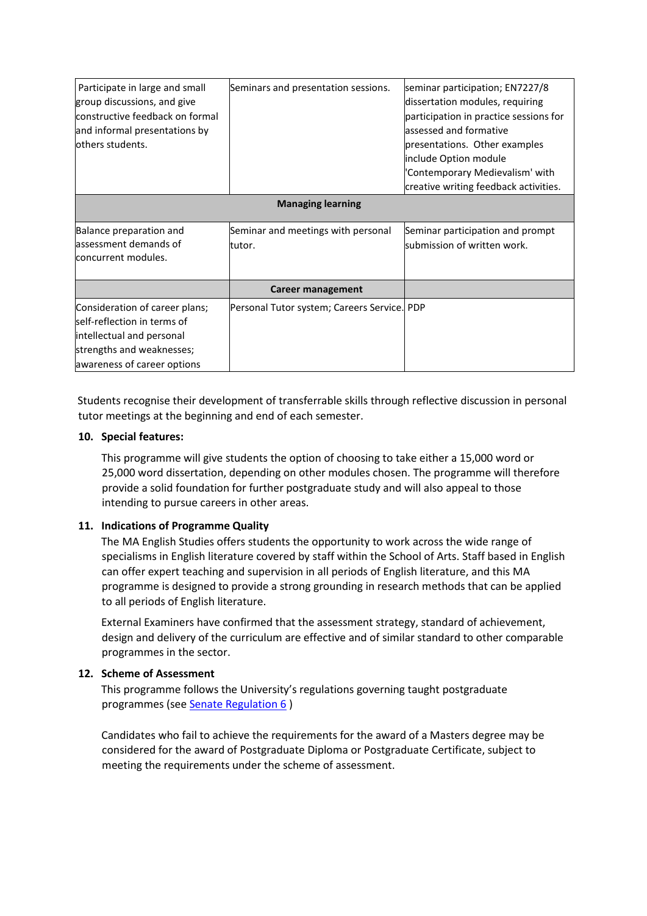| | | |
|---|---|---|
| Participate in large and small group discussions, and give constructive feedback on formal and informal presentations by others students. | Seminars and presentation sessions. | seminar participation; EN7227/8 dissertation modules, requiring participation in practice sessions for assessed and formative presentations. Other examples include Option module 'Contemporary Medievalism' with creative writing feedback activities. |
| **Managing learning** | | |
| Balance preparation and assessment demands of concurrent modules. | Seminar and meetings with personal tutor. | Seminar participation and prompt submission of written work. |
| | **Career management** | |
| Consideration of career plans; self-reflection in terms of intellectual and personal strengths and weaknesses; awareness of career options | Personal Tutor system; Careers Service. | PDP |

Students recognise their development of transferrable skills through reflective discussion in personal tutor meetings at the beginning and end of each semester.

## 10. Special features:

This programme will give students the option of choosing to take either a 15,000 word or 25,000 word dissertation, depending on other modules chosen. The programme will therefore provide a solid foundation for further postgraduate study and will also appeal to those intending to pursue careers in other areas.

## 11. Indications of Programme Quality

The MA English Studies offers students the opportunity to work across the wide range of specialisms in English literature covered by staff within the School of Arts. Staff based in English can offer expert teaching and supervision in all periods of English literature, and this MA programme is designed to provide a strong grounding in research methods that can be applied to all periods of English literature.

External Examiners have confirmed that the assessment strategy, standard of achievement, design and delivery of the curriculum are effective and of similar standard to other comparable programmes in the sector.

## 12. Scheme of Assessment

This programme follows the University's regulations governing taught postgraduate programmes (see Senate Regulation 6 )

Candidates who fail to achieve the requirements for the award of a Masters degree may be considered for the award of Postgraduate Diploma or Postgraduate Certificate, subject to meeting the requirements under the scheme of assessment.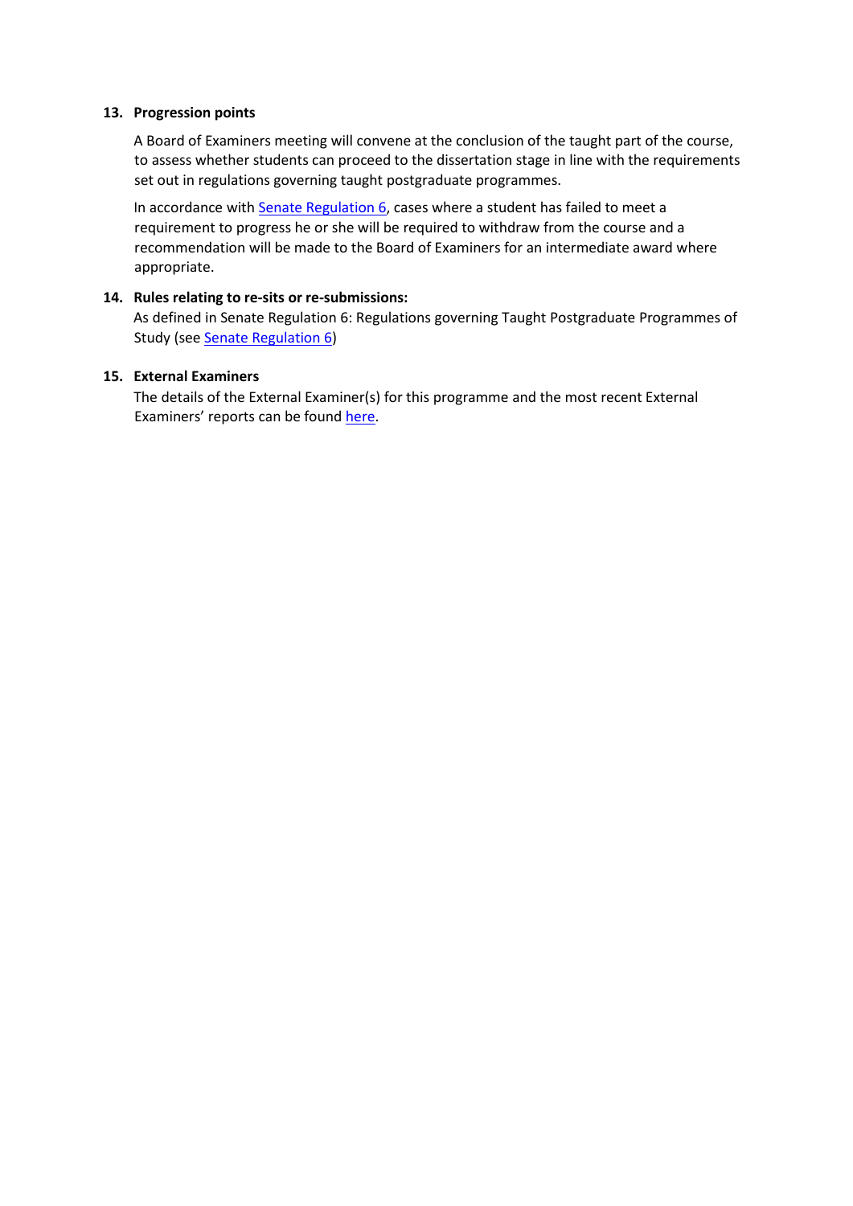### 13. Progression points

A Board of Examiners meeting will convene at the conclusion of the taught part of the course, to assess whether students can proceed to the dissertation stage in line with the requirements set out in regulations governing taught postgraduate programmes.

In accordance with Senate Regulation 6, cases where a student has failed to meet a requirement to progress he or she will be required to withdraw from the course and a recommendation will be made to the Board of Examiners for an intermediate award where appropriate.

### 14. Rules relating to re-sits or re-submissions:

As defined in Senate Regulation 6: Regulations governing Taught Postgraduate Programmes of Study (see Senate Regulation 6)

### 15. External Examiners

The details of the External Examiner(s) for this programme and the most recent External Examiners' reports can be found here.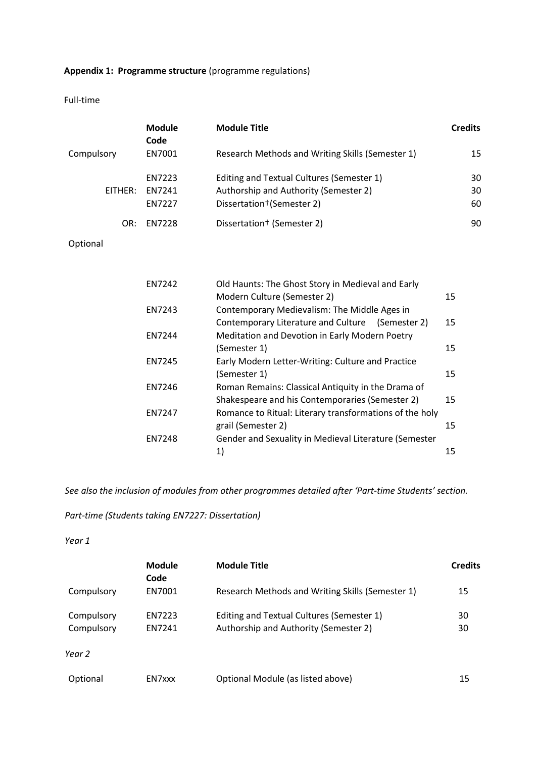**Appendix 1: Programme structure** (programme regulations)

Full-time

| | Module Code | Module Title | Credits |
|---|---|---|---|
| Compulsory | EN7001 | Research Methods and Writing Skills (Semester 1) | 15 |
| | EN7223 | Editing and Textual Cultures (Semester 1) | 30 |
| EITHER: | EN7241 | Authorship and Authority (Semester 2) | 30 |
| | EN7227 | Dissertation†(Semester 2) | 60 |
| OR: | EN7228 | Dissertation† (Semester 2) | 90 |

Optional

| Module Code | Module Title | Credits |
|---|---|---|
| EN7242 | Old Haunts: The Ghost Story in Medieval and Early Modern Culture (Semester 2) | 15 |
| EN7243 | Contemporary Medievalism: The Middle Ages in Contemporary Literature and Culture (Semester 2) | 15 |
| EN7244 | Meditation and Devotion in Early Modern Poetry (Semester 1) | 15 |
| EN7245 | Early Modern Letter-Writing: Culture and Practice (Semester 1) | 15 |
| EN7246 | Roman Remains: Classical Antiquity in the Drama of Shakespeare and his Contemporaries (Semester 2) | 15 |
| EN7247 | Romance to Ritual: Literary transformations of the holy grail (Semester 2) | 15 |
| EN7248 | Gender and Sexuality in Medieval Literature (Semester 1) | 15 |

*See also the inclusion of modules from other programmes detailed after 'Part-time Students' section.*

*Part-time (Students taking EN7227: Dissertation)*

*Year 1*

| | Module Code | Module Title | Credits |
|---|---|---|---|
| Compulsory | EN7001 | Research Methods and Writing Skills (Semester 1) | 15 |
| Compulsory | EN7223 | Editing and Textual Cultures (Semester 1) | 30 |
| Compulsory | EN7241 | Authorship and Authority (Semester 2) | 30 |

*Year 2*

| | Module Code | Module Title | Credits |
|---|---|---|---|
| Optional | EN7xxx | Optional Module (as listed above) | 15 |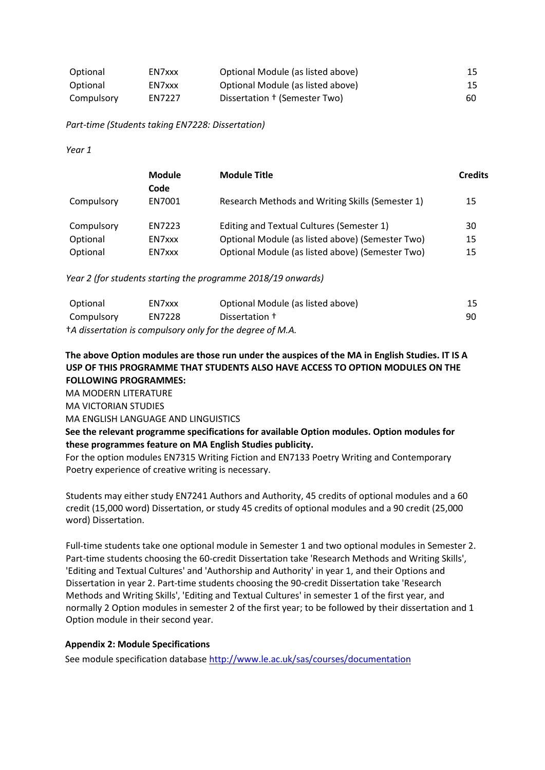| | | | |
|---|---|---|---|
| Optional | EN7xxx | Optional Module (as listed above) | 15 |
| Optional | EN7xxx | Optional Module (as listed above) | 15 |
| Compulsory | EN7227 | Dissertation † (Semester Two) | 60 |

*Part-time (Students taking EN7228: Dissertation)*

*Year 1*

| | Module Code | Module Title | Credits |
|---|---|---|---|
| Compulsory | EN7001 | Research Methods and Writing Skills (Semester 1) | 15 |
| Compulsory | EN7223 | Editing and Textual Cultures (Semester 1) | 30 |
| Optional | EN7xxx | Optional Module (as listed above) (Semester Two) | 15 |
| Optional | EN7xxx | Optional Module (as listed above) (Semester Two) | 15 |

*Year 2 (for students starting the programme 2018/19 onwards)*

| | | | |
|---|---|---|---|
| Optional | EN7xxx | Optional Module (as listed above) | 15 |
| Compulsory | EN7228 | Dissertation † | 90 |

†*A dissertation is compulsory only for the degree of M.A.*

**The above Option modules are those run under the auspices of the MA in English Studies. IT IS A USP OF THIS PROGRAMME THAT STUDENTS ALSO HAVE ACCESS TO OPTION MODULES ON THE FOLLOWING PROGRAMMES:**

MA MODERN LITERATURE
MA VICTORIAN STUDIES
MA ENGLISH LANGUAGE AND LINGUISTICS

**See the relevant programme specifications for available Option modules. Option modules for these programmes feature on MA English Studies publicity.**

For the option modules EN7315 Writing Fiction and EN7133 Poetry Writing and Contemporary Poetry experience of creative writing is necessary.

Students may either study EN7241 Authors and Authority, 45 credits of optional modules and a 60 credit (15,000 word) Dissertation, or study 45 credits of optional modules and a 90 credit (25,000 word) Dissertation.

Full-time students take one optional module in Semester 1 and two optional modules in Semester 2. Part-time students choosing the 60-credit Dissertation take 'Research Methods and Writing Skills', 'Editing and Textual Cultures' and 'Authorship and Authority' in year 1, and their Options and Dissertation in year 2. Part-time students choosing the 90-credit Dissertation take 'Research Methods and Writing Skills', 'Editing and Textual Cultures' in semester 1 of the first year, and normally 2 Option modules in semester 2 of the first year; to be followed by their dissertation and 1 Option module in their second year.

**Appendix 2: Module Specifications**

See module specification database http://www.le.ac.uk/sas/courses/documentation